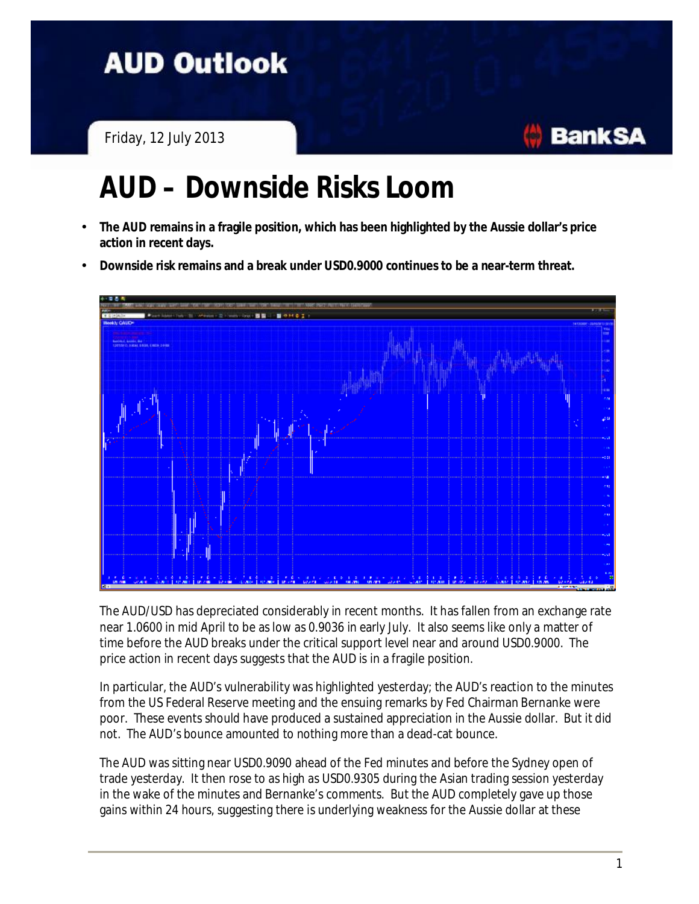# AUD Outlook

Friday, 12 July 2013

# AUD – Downside Risks Loom

- **The AUD remains in a fragile position, which has been highlighted by the Aussie dollar's price action in recent days.**
- **Downside risk remains and a break under USD0.9000 continues to be a near-term threat.**

The AUD/USD has depreciated considerably in recent months. It has fallen from an exchange rate near 1.0600 in mid April to be as low as 0.9036 in early July. It also seems like only a matter of time before the AUD breaks under the critical support level near and around USD0.9000. The price action in recent days suggests that the AUD is in a fragile position.

In particular, the AUD's vulnerability was highlighted yesterday; the AUD's reaction to the minutes from the US Federal Reserve meeting and the ensuing remarks by Fed Chairman Bernanke were poor. These events should have produced a sustained appreciation in the Aussie dollar. But it did not. The AUD's bounce amounted to nothing more than a dead-cat bounce.

The AUD was sitting near USD0.9090 ahead of the Fed minutes and before the Sydney open of trade yesterday. It then rose to as high as USD0.9305 during the Asian trading session yesterday in the wake of the minutes and Bernanke's comments. But the AUD completely gave up those gains within 24 hours, suggesting there is underlying weakness for the Aussie dollar at these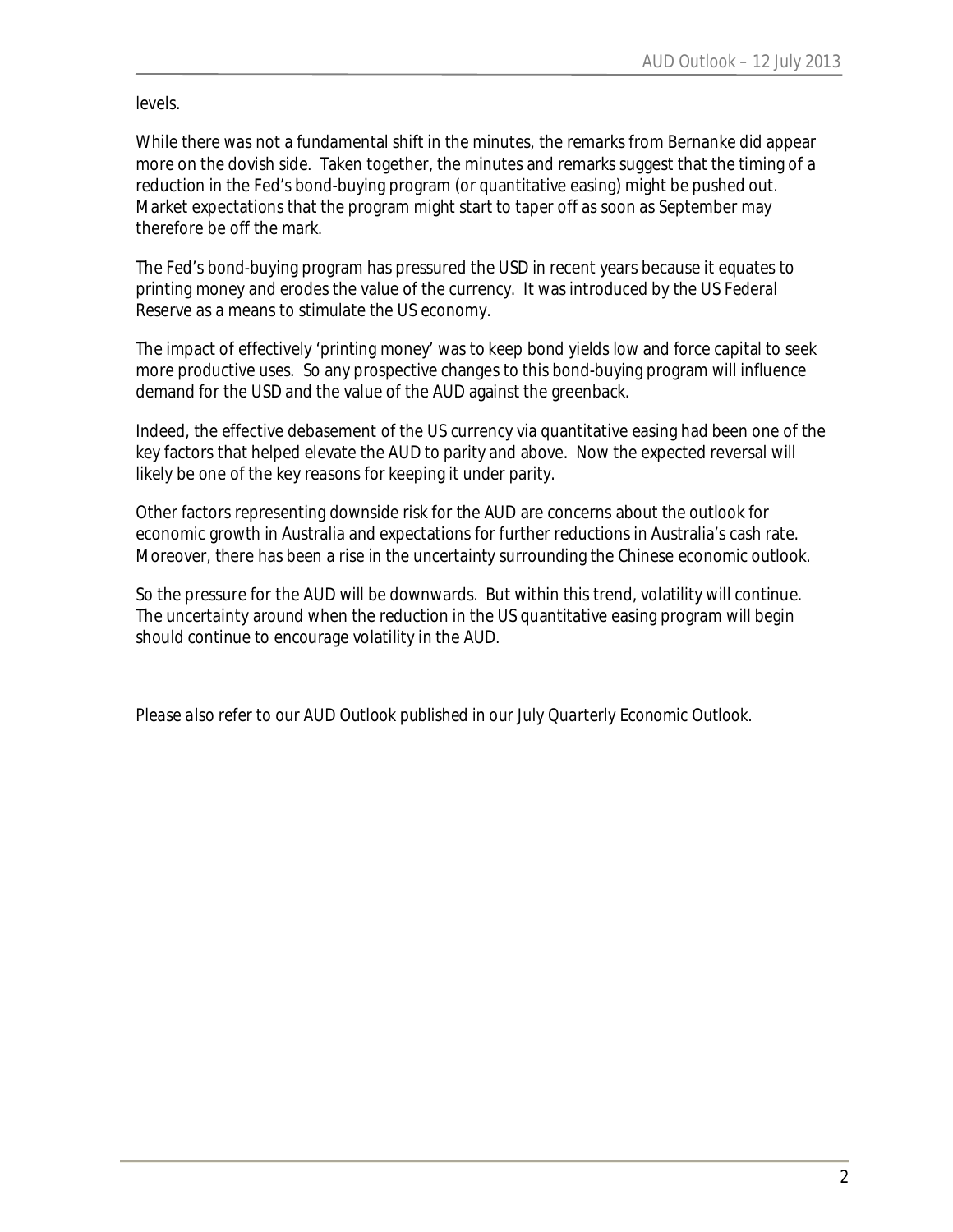levels.

While there was not a fundamental shift in the minutes, the remarks from Bernanke did appear more on the dovish side. Taken together, the minutes and remarks suggest that the timing of a reduction in the Fed's bond-buying program (or quantitative easing) might be pushed out. Market expectations that the program might start to taper off as soon as September may therefore be off the mark.

The Fed's bond-buying program has pressured the USD in recent years because it equates to printing money and erodes the value of the currency. It was introduced by the US Federal Reserve as a means to stimulate the US economy.

The impact of effectively 'printing money' was to keep bond yields low and force capital to seek more productive uses. So any prospective changes to this bond-buying program will influence demand for the USD and the value of the AUD against the greenback.

Indeed, the effective debasement of the US currency via quantitative easing had been one of the key factors that helped elevate the AUD to parity and above. Now the expected reversal will likely be one of the key reasons for keeping it under parity.

Other factors representing downside risk for the AUD are concerns about the outlook for economic growth in Australia and expectations for further reductions in Australia's cash rate. Moreover, there has been a rise in the uncertainty surrounding the Chinese economic outlook.

So the pressure for the AUD will be downwards. But within this trend, volatility will continue. The uncertainty around when the reduction in the US quantitative easing program will begin should continue to encourage volatility in the AUD.

*Please also refer to our AUD Outlook published in our July Quarterly Economic Outlook.*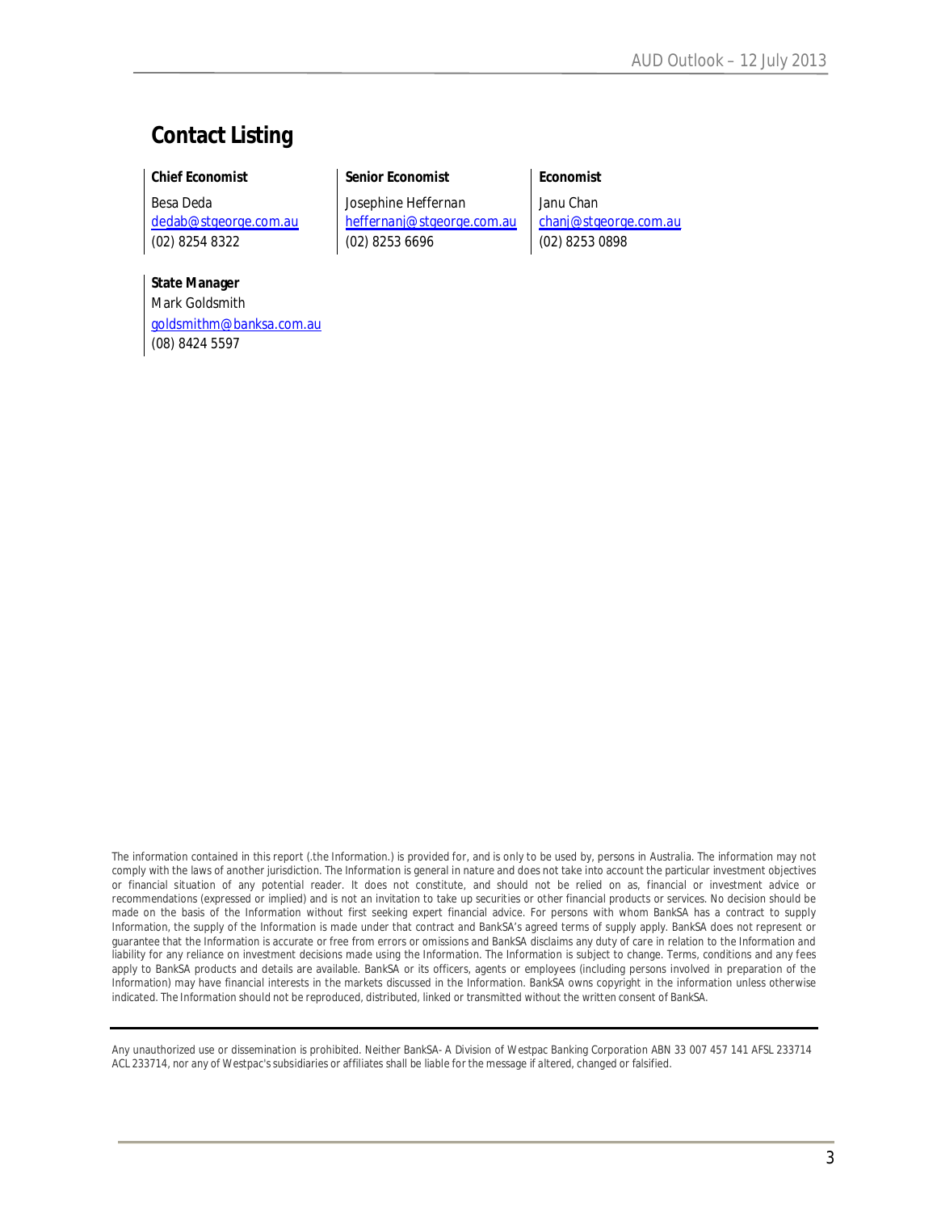## Contact Listing

**Chief Economist**

Besa Deda
dedab@stgeorge.com.au
(02) 8254 8322

**Senior Economist**

Josephine Heffernan
heffernanj@stgeorge.com.au
(02) 8253 6696

**Economist**

Janu Chan
chanj@stgeorge.com.au
(02) 8253 0898

**State Manager**

Mark Goldsmith
goldsmithm@banksa.com.au
(08) 8424 5597

The information contained in this report (.the Information.) is provided for, and is only to be used by, persons in Australia. The information may not comply with the laws of another jurisdiction. The Information is general in nature and does not take into account the particular investment objectives or financial situation of any potential reader. It does not constitute, and should not be relied on as, financial or investment advice or recommendations (expressed or implied) and is not an invitation to take up securities or other financial products or services. No decision should be made on the basis of the Information without first seeking expert financial advice. For persons with whom BankSA has a contract to supply Information, the supply of the Information is made under that contract and BankSA's agreed terms of supply apply. BankSA does not represent or guarantee that the Information is accurate or free from errors or omissions and BankSA disclaims any duty of care in relation to the Information and liability for any reliance on investment decisions made using the Information. The Information is subject to change. Terms, conditions and any fees apply to BankSA products and details are available. BankSA or its officers, agents or employees (including persons involved in preparation of the Information) may have financial interests in the markets discussed in the Information. BankSA owns copyright in the information unless otherwise indicated. The Information should not be reproduced, distributed, linked or transmitted without the written consent of BankSA.

Any unauthorized use or dissemination is prohibited. Neither BankSA- A Division of Westpac Banking Corporation ABN 33 007 457 141 AFSL 233714 ACL 233714, nor any of Westpac's subsidiaries or affiliates shall be liable for the message if altered, changed or falsified.